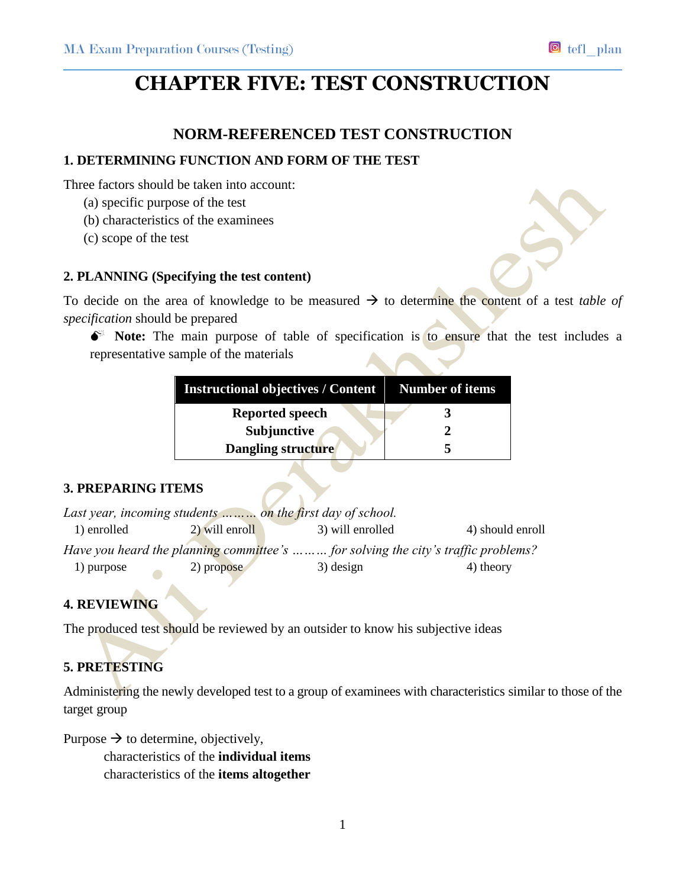# CHAPTER FIVE: TEST CONSTRUCTION

## NORM-REFERENCED TEST CONSTRUCTION

### 1. DETERMINING FUNCTION AND FORM OF THE TEST

Three factors should be taken into account:

(a) specific purpose of the test
(b) characteristics of the examinees
(c) scope of the test

### 2. PLANNING (Specifying the test content)

To decide on the area of knowledge to be measured → to determine the content of a test *table of specification* should be prepared

- **Note:** The main purpose of table of specification is to ensure that the test includes a representative sample of the materials

| Instructional objectives / Content | Number of items |
|---|---|
| **Reported speech** | **3** |
| **Subjunctive** | **2** |
| **Dangling structure** | **5** |

### 3. PREPARING ITEMS

*Last year, incoming students ……… on the first day of school.*

1) enrolled  2) will enroll  3) will enrolled  4) should enroll

*Have you heard the planning committee's ……… for solving the city's traffic problems?*

1) purpose  2) propose  3) design  4) theory

### 4. REVIEWING

The produced test should be reviewed by an outsider to know his subjective ideas

### 5. PRETESTING

Administering the newly developed test to a group of examinees with characteristics similar to those of the target group

Purpose → to determine, objectively,

characteristics of the **individual items**
characteristics of the **items altogether**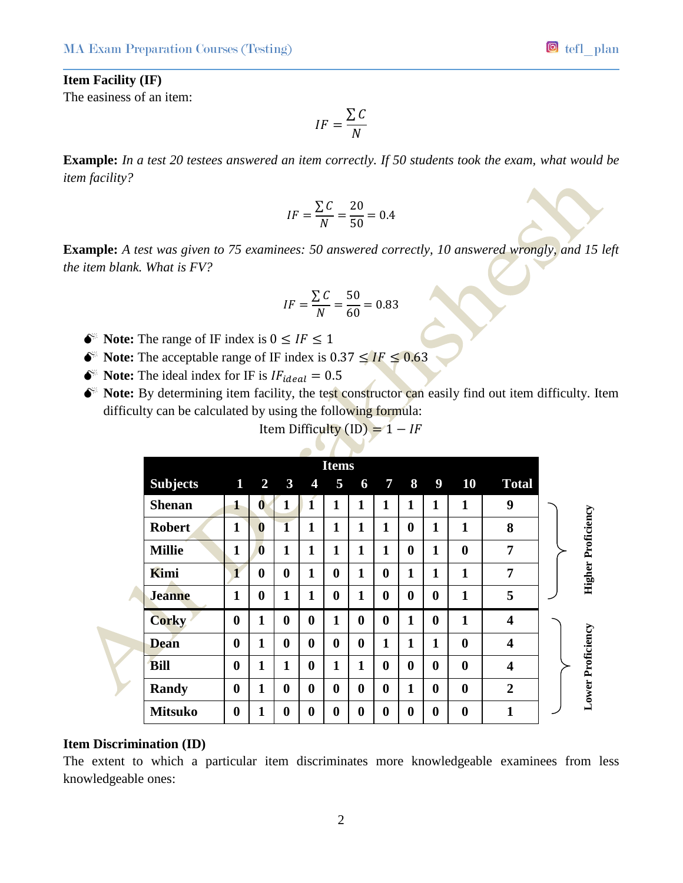**Item Facility (IF)**

The easiness of an item:

$$IF = \frac{\sum C}{N}$$

**Example:** *In a test 20 testees answered an item correctly. If 50 students took the exam, what would be item facility?*

$$IF = \frac{\sum C}{N} = \frac{20}{50} = 0.4$$

**Example:** *A test was given to 75 examinees: 50 answered correctly, 10 answered wrongly, and 15 left the item blank. What is FV?*

$$IF = \frac{\sum C}{N} = \frac{50}{60} = 0.83$$

- **Note:** The range of IF index is $0 \leq IF \leq 1$
- **Note:** The acceptable range of IF index is $0.37 \leq IF \leq 0.63$
- **Note:** The ideal index for IF is $IF_{ideal} = 0.5$
- **Note:** By determining item facility, the test constructor can easily find out item difficulty. Item difficulty can be calculated by using the following formula:

  $$\text{Item Difficulty (ID)} = 1 - IF$$

| | Items | | | | | | | | | | | |
|---|---|---|---|---|---|---|---|---|---|---|---|---|
| **Subjects** | **1** | **2** | **3** | **4** | **5** | **6** | **7** | **8** | **9** | **10** | **Total** | |
| **Shenan** | 1 | 0 | 1 | 1 | 1 | 1 | 1 | 1 | 1 | 1 | 9 | Higher Proficiency |
| **Robert** | 1 | 0 | 1 | 1 | 1 | 1 | 1 | 0 | 1 | 1 | 8 | |
| **Millie** | 1 | 0 | 1 | 1 | 1 | 1 | 1 | 0 | 1 | 0 | 7 | |
| **Kimi** | 1 | 0 | 0 | 1 | 0 | 1 | 0 | 1 | 1 | 1 | 7 | |
| **Jeanne** | 1 | 0 | 1 | 1 | 0 | 1 | 0 | 0 | 0 | 1 | 5 | |
| **Corky** | 0 | 1 | 0 | 0 | 1 | 0 | 0 | 1 | 0 | 1 | 4 | Lower Proficiency |
| **Dean** | 0 | 1 | 0 | 0 | 0 | 0 | 1 | 1 | 1 | 0 | 4 | |
| **Bill** | 0 | 1 | 1 | 0 | 1 | 1 | 0 | 0 | 0 | 0 | 4 | |
| **Randy** | 0 | 1 | 0 | 0 | 0 | 0 | 0 | 1 | 0 | 0 | 2 | |
| **Mitsuko** | 0 | 1 | 0 | 0 | 0 | 0 | 0 | 0 | 0 | 0 | 1 | |

**Item Discrimination (ID)**

The extent to which a particular item discriminates more knowledgeable examinees from less knowledgeable ones: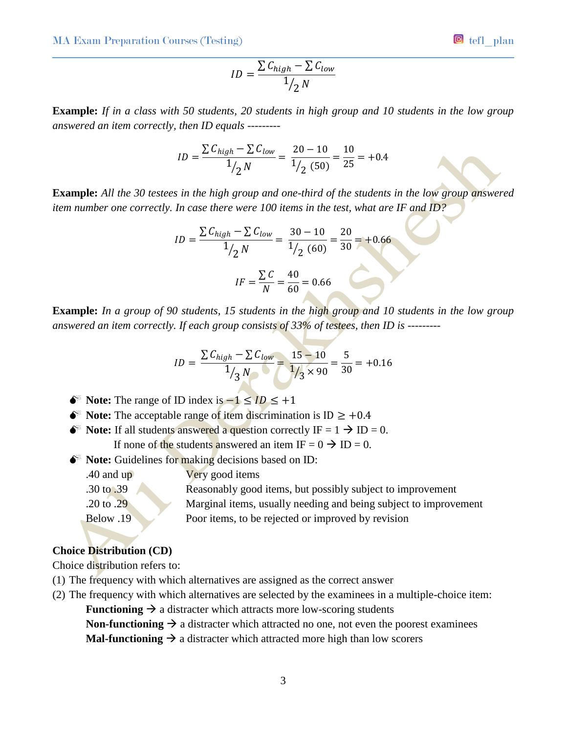$$ID = \frac{\sum C_{high} - \sum C_{low}}{1/_2\, N}$$

**Example:** *If in a class with 50 students, 20 students in high group and 10 students in the low group answered an item correctly, then ID equals ---------*

$$ID = \frac{\sum C_{high} - \sum C_{low}}{1/_2\, N} = \frac{20 - 10}{1/_2\ (50)} = \frac{10}{25} = +0.4$$

**Example:** *All the 30 testees in the high group and one-third of the students in the low group answered item number one correctly. In case there were 100 items in the test, what are IF and ID?*

$$ID = \frac{\sum C_{high} - \sum C_{low}}{1/_2\, N} = \frac{30 - 10}{1/_2\ (60)} = \frac{20}{30} = +0.66$$

$$IF = \frac{\sum C}{N} = \frac{40}{60} = 0.66$$

**Example:** *In a group of 90 students, 15 students in the high group and 10 students in the low group answered an item correctly. If each group consists of 33% of testees, then ID is ---------*

$$ID = \frac{\sum C_{high} - \sum C_{low}}{1/_3\, N} = \frac{15 - 10}{1/_3 \times 90} = \frac{5}{30} = +0.16$$

- **Note:** The range of ID index is $-1 \leq ID \leq +1$
- **Note:** The acceptable range of item discrimination is ID ≥ $+0.4$
- **Note:** If all students answered a question correctly IF = 1 → ID = 0.
  If none of the students answered an item IF = 0 → ID = 0.
- **Note:** Guidelines for making decisions based on ID:

| | |
|---|---|
| .40 and up | Very good items |
| .30 to .39 | Reasonably good items, but possibly subject to improvement |
| .20 to .29 | Marginal items, usually needing and being subject to improvement |
| Below .19 | Poor items, to be rejected or improved by revision |

**Choice Distribution (CD)**

Choice distribution refers to:

(1) The frequency with which alternatives are assigned as the correct answer

(2) The frequency with which alternatives are selected by the examinees in a multiple-choice item:

**Functioning** → a distracter which attracts more low-scoring students

**Non-functioning** → a distracter which attracted no one, not even the poorest examinees

**Mal-functioning** → a distracter which attracted more high than low scorers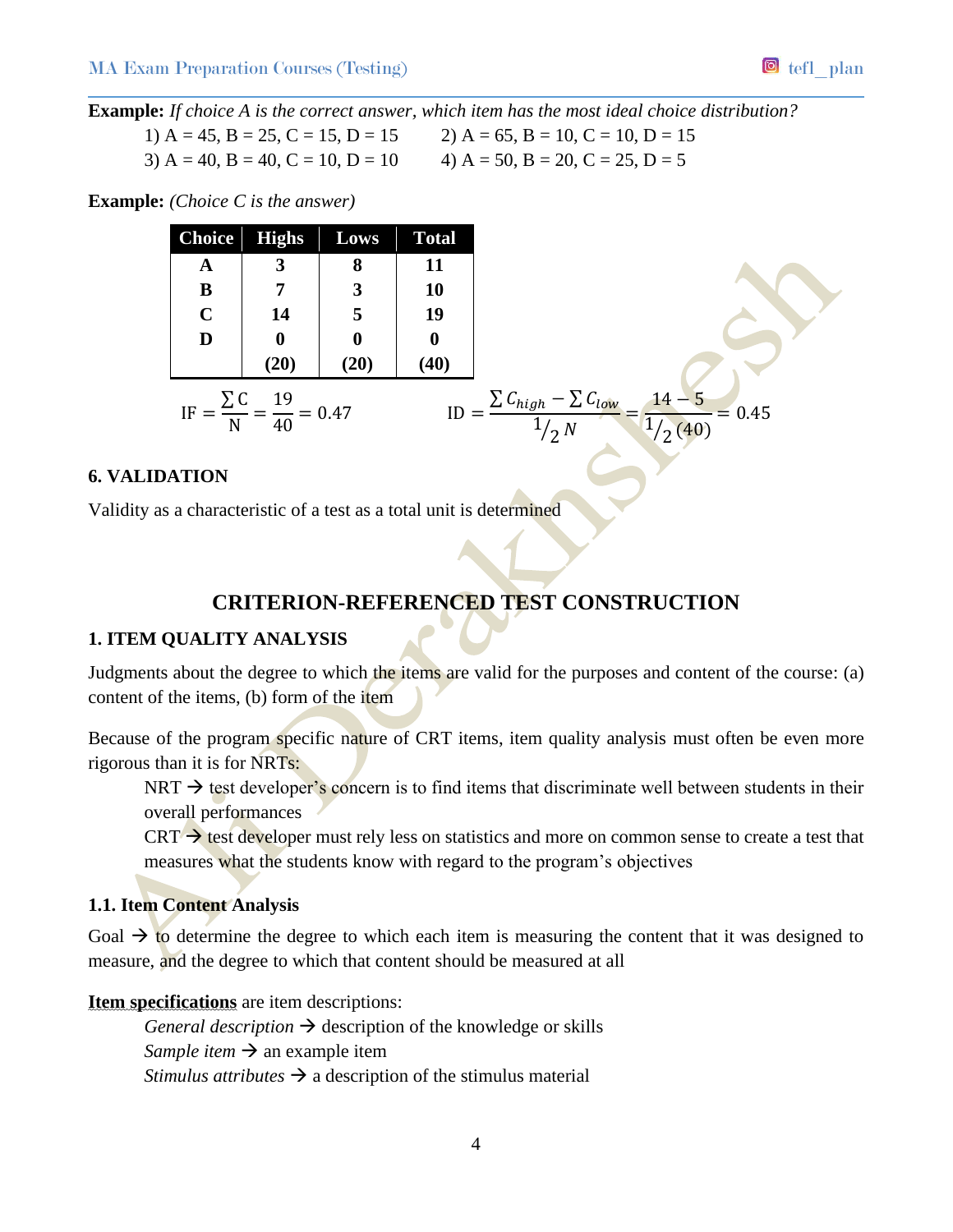**Example:** *If choice A is the correct answer, which item has the most ideal choice distribution?*

1) A = 45, B = 25, C = 15, D = 15
2) A = 65, B = 10, C = 10, D = 15
3) A = 40, B = 40, C = 10, D = 10
4) A = 50, B = 20, C = 25, D = 5

**Example:** *(Choice C is the answer)*

| Choice | Highs | Lows | Total |
|---|---|---|---|
| **A** | **3** | **8** | **11** |
| **B** | **7** | **3** | **10** |
| **C** | **14** | **5** | **19** |
| **D** | **0** | **0** | **0** |
| | **(20)** | **(20)** | **(40)** |

$$\text{IF} = \frac{\sum \text{C}}{\text{N}} = \frac{19}{40} = 0.47 \qquad \text{ID} = \frac{\sum C_{high} - \sum C_{low}}{1/_2\, N} = \frac{14 - 5}{1/_2\,(40)} = 0.45$$

**6. VALIDATION**

Validity as a characteristic of a test as a total unit is determined

## CRITERION-REFERENCED TEST CONSTRUCTION

**1. ITEM QUALITY ANALYSIS**

Judgments about the degree to which the items are valid for the purposes and content of the course: (a) content of the items, (b) form of the item

Because of the program specific nature of CRT items, item quality analysis must often be even more rigorous than it is for NRTs:

NRT → test developer's concern is to find items that discriminate well between students in their overall performances

CRT → test developer must rely less on statistics and more on common sense to create a test that measures what the students know with regard to the program's objectives

**1.1. Item Content Analysis**

Goal → to determine the degree to which each item is measuring the content that it was designed to measure, and the degree to which that content should be measured at all

**Item specifications** are item descriptions:

*General description* → description of the knowledge or skills

*Sample item* → an example item

*Stimulus attributes* → a description of the stimulus material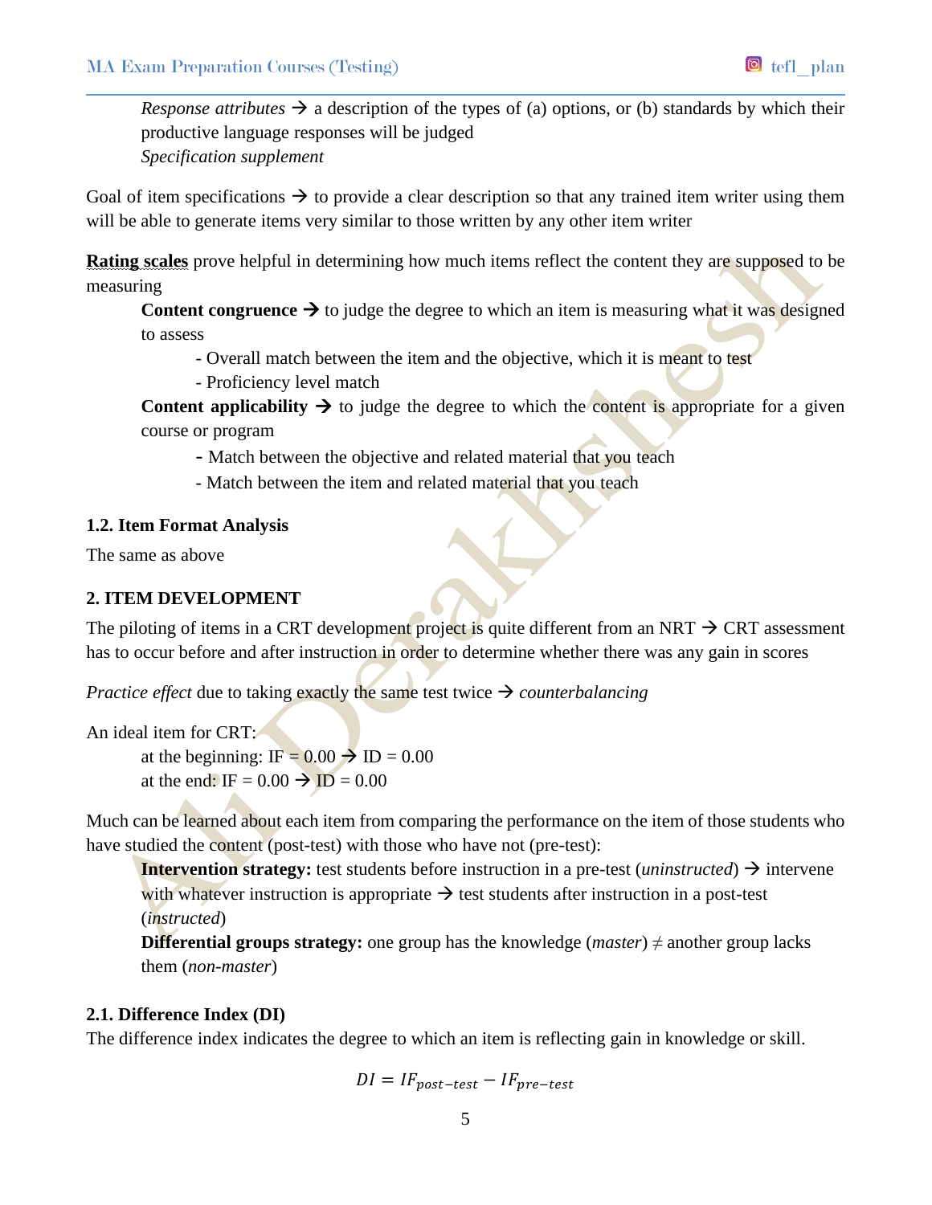*Response attributes* → a description of the types of (a) options, or (b) standards by which their productive language responses will be judged

*Specification supplement*

Goal of item specifications → to provide a clear description so that any trained item writer using them will be able to generate items very similar to those written by any other item writer

**Rating scales** prove helpful in determining how much items reflect the content they are supposed to be measuring

**Content congruence** → to judge the degree to which an item is measuring what it was designed to assess

- Overall match between the item and the objective, which it is meant to test
- Proficiency level match

**Content applicability** → to judge the degree to which the content is appropriate for a given course or program

- Match between the objective and related material that you teach
- Match between the item and related material that you teach

### 1.2. Item Format Analysis

The same as above

## 2. ITEM DEVELOPMENT

The piloting of items in a CRT development project is quite different from an NRT → CRT assessment has to occur before and after instruction in order to determine whether there was any gain in scores

*Practice effect* due to taking exactly the same test twice → *counterbalancing*

An ideal item for CRT:

at the beginning: IF = 0.00 → ID = 0.00

at the end: IF = 0.00 → ID = 0.00

Much can be learned about each item from comparing the performance on the item of those students who have studied the content (post-test) with those who have not (pre-test):

**Intervention strategy:** test students before instruction in a pre-test (*uninstructed*) → intervene with whatever instruction is appropriate → test students after instruction in a post-test (*instructed*)

**Differential groups strategy:** one group has the knowledge (*master*) ≠ another group lacks them (*non-master*)

### 2.1. Difference Index (DI)

The difference index indicates the degree to which an item is reflecting gain in knowledge or skill.

$$DI = IF_{post-test} - IF_{pre-test}$$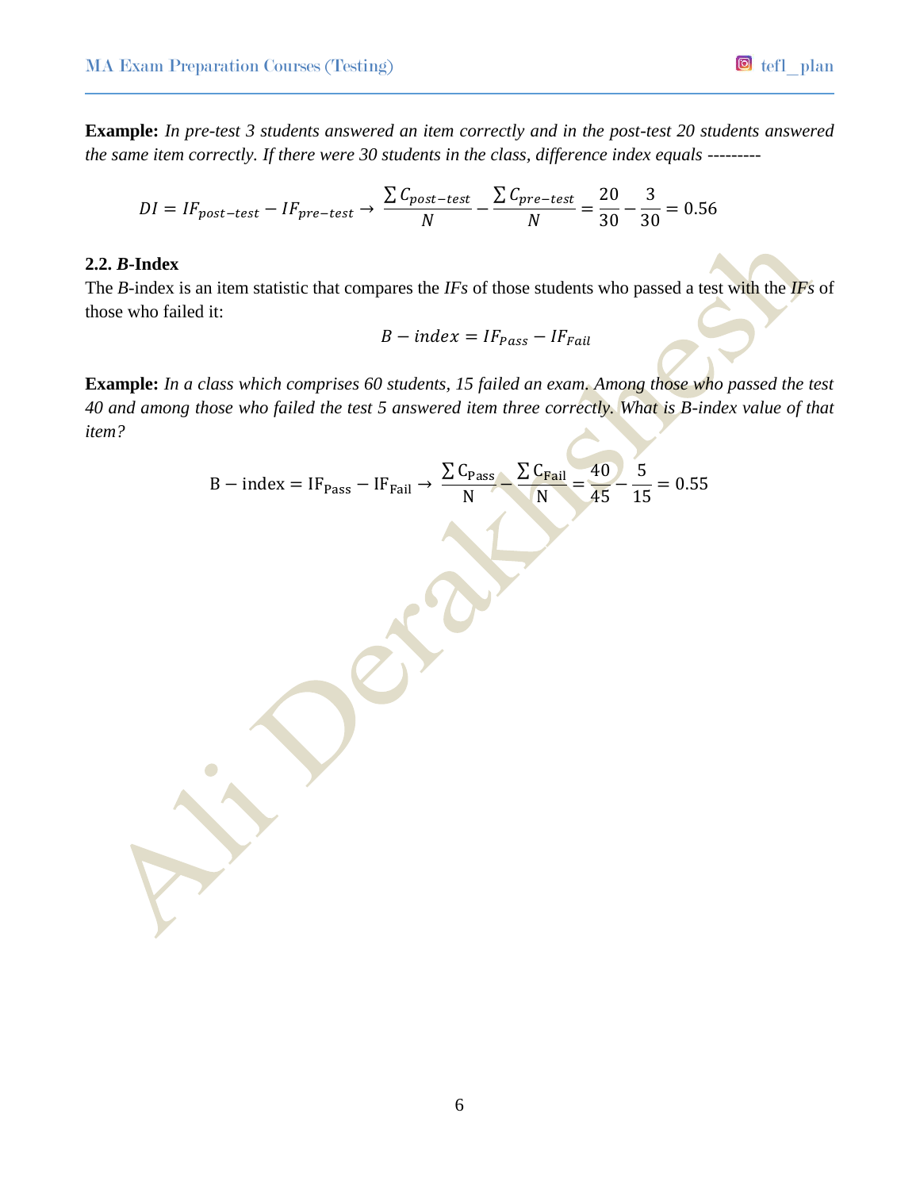**Example:** *In pre-test 3 students answered an item correctly and in the post-test 20 students answered the same item correctly. If there were 30 students in the class, difference index equals ---------*

$$DI = IF_{post-test} - IF_{pre-test} \rightarrow \frac{\sum C_{post-test}}{N} - \frac{\sum C_{pre-test}}{N} = \frac{20}{30} - \frac{3}{30} = 0.56$$

### 2.2. *B*-Index

The *B*-index is an item statistic that compares the *IFs* of those students who passed a test with the *IFs* of those who failed it:

$$B - index = IF_{Pass} - IF_{Fail}$$

**Example:** *In a class which comprises 60 students, 15 failed an exam. Among those who passed the test 40 and among those who failed the test 5 answered item three correctly. What is B-index value of that item?*

$$\mathrm{B - index = IF_{Pass} - IF_{Fail}} \rightarrow \frac{\sum \mathrm{C_{Pass}}}{\mathrm{N}} - \frac{\sum \mathrm{C_{Fail}}}{\mathrm{N}} = \frac{40}{45} - \frac{5}{15} = 0.55$$